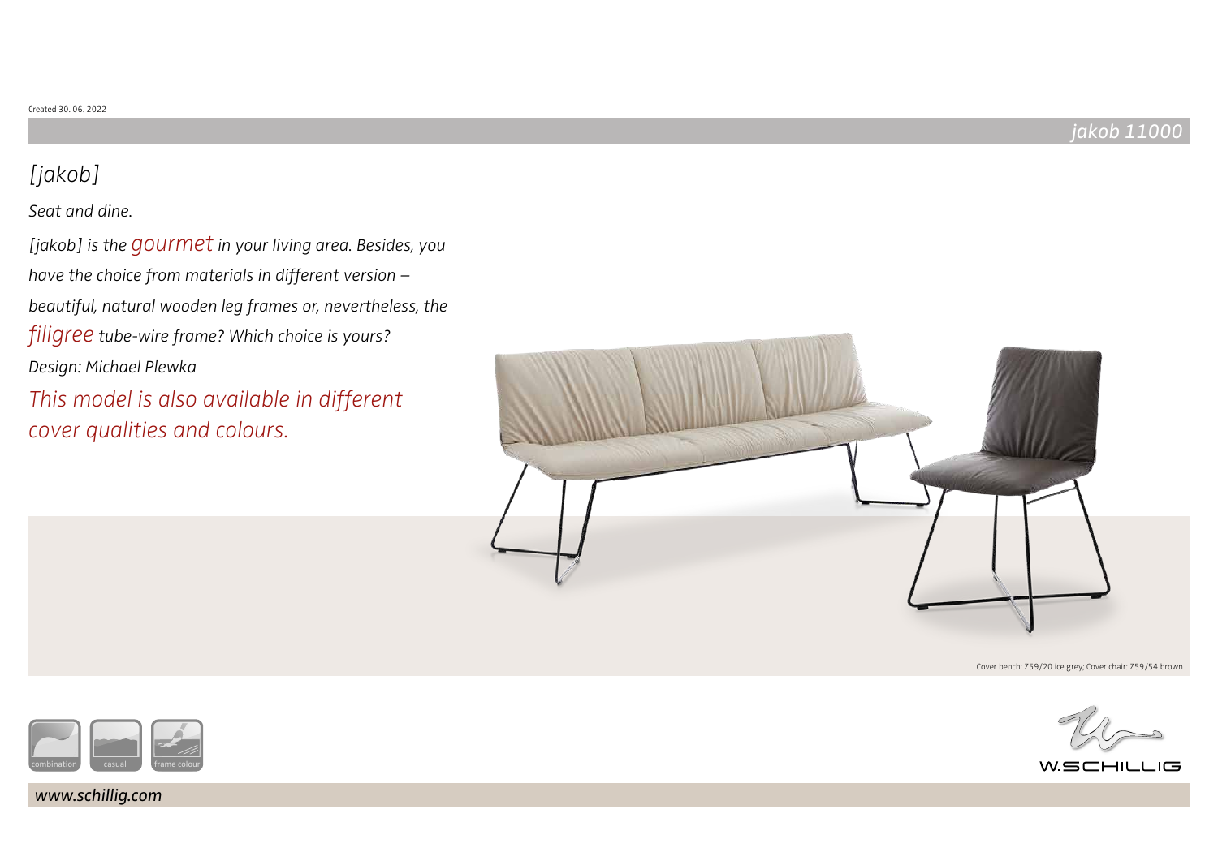Created 30. 06. 2022

## jakob 11000

# [jakob]

*Seat and dine.*

*[jakob] is the gourmet in your living area. Besides, you have the choice from materials in different version – beautiful, natural wooden leg frames or, nevertheless, the filigree tube-wire frame? Which choice is yours?*

*Design: Michael Plewka*

*This model is also available in different cover qualities and colours.*

Cover bench: Z59/20 ice grey; Cover chair: Z59/54 brown

combination casual frame colour

W.SCHILLIG

*www.schillig.com*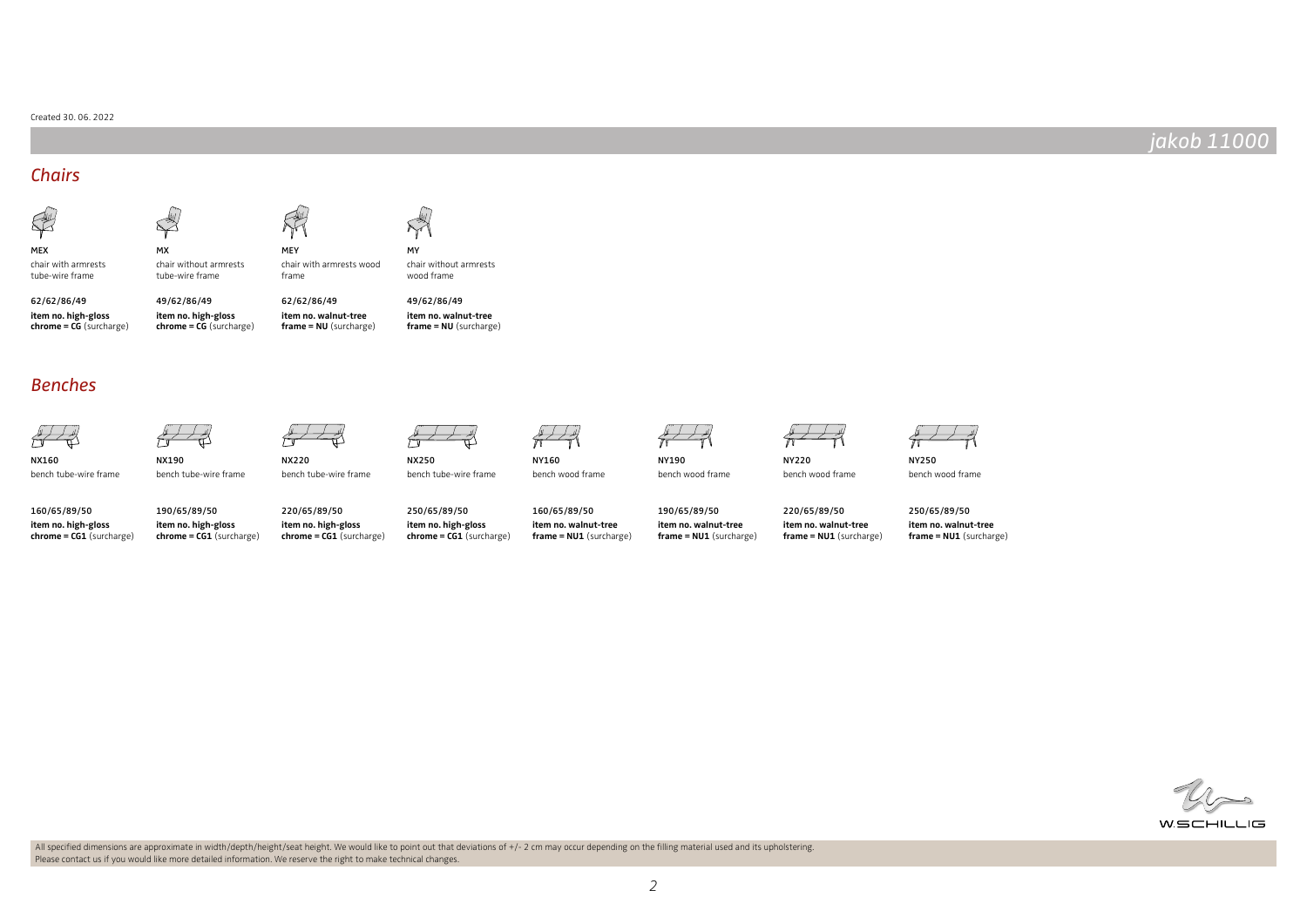Created 30. 06. 2022

# jakob 11000

## Chairs

| MEX | MX | MEY | MY |
|---|---|---|---|
| chair with armrests tube-wire frame | chair without armrests tube-wire frame | chair with armrests wood frame | chair without armrests wood frame |
| 62/62/86/49 | 49/62/86/49 | 62/62/86/49 | 49/62/86/49 |
| **item no. high-gloss chrome = CG** (surcharge) | **item no. high-gloss chrome = CG** (surcharge) | **item no. walnut-tree frame = NU** (surcharge) | **item no. walnut-tree frame = NU** (surcharge) |

## Benches

| NX160 | NX190 | NX220 | NX250 | NY160 | NY190 | NY220 | NY250 |
|---|---|---|---|---|---|---|---|
| bench tube-wire frame | bench tube-wire frame | bench tube-wire frame | bench tube-wire frame | bench wood frame | bench wood frame | bench wood frame | bench wood frame |
| 160/65/89/50 | 190/65/89/50 | 220/65/89/50 | 250/65/89/50 | 160/65/89/50 | 190/65/89/50 | 220/65/89/50 | 250/65/89/50 |
| **item no. high-gloss chrome = CG1** (surcharge) | **item no. high-gloss chrome = CG1** (surcharge) | **item no. high-gloss chrome = CG1** (surcharge) | **item no. high-gloss chrome = CG1** (surcharge) | **item no. walnut-tree frame = NU1** (surcharge) | **item no. walnut-tree frame = NU1** (surcharge) | **item no. walnut-tree frame = NU1** (surcharge) | **item no. walnut-tree frame = NU1** (surcharge) |

W.SCHILLIG

All specified dimensions are approximate in width/depth/height/seat height. We would like to point out that deviations of +/- 2 cm may occur depending on the filling material used and its upholstering.
Please contact us if you would like more detailed information. We reserve the right to make technical changes.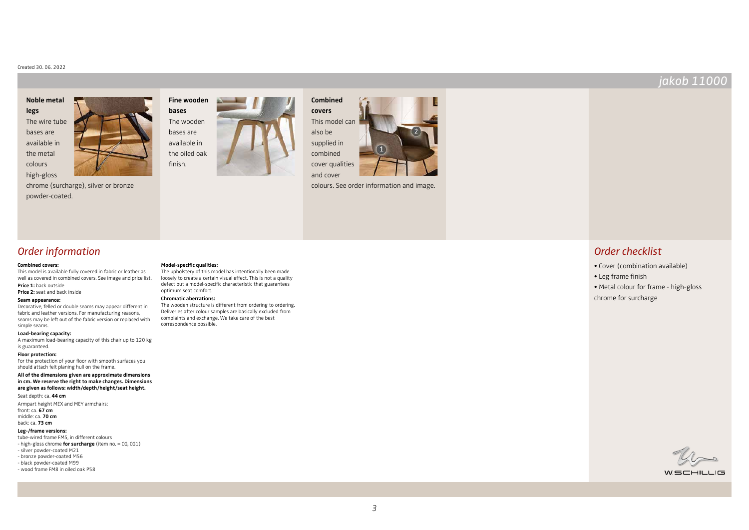Created 30. 06. 2022

# jakob 11000

**Noble metal legs**
The wire tube bases are available in the metal colours high-gloss chrome (surcharge), silver or bronze powder-coated.

**Fine wooden bases**
The wooden bases are available in the oiled oak finish.

**Combined covers**
This model can also be supplied in combined cover qualities and cover colours. See order information and image.

## Order information

**Combined covers:**
This model is available fully covered in fabric or leather as well as covered in combined covers. See image and price list.
**Price 1:** back outside
**Price 2:** seat and back inside

**Seam appearance:**
Decorative, felled or double seams may appear different in fabric and leather versions. For manufacturing reasons, seams may be left out of the fabric version or replaced with simple seams.

**Load-bearing capacity:**
A maximum load-bearing capacity of this chair up to 120 kg is guaranteed.

**Floor protection:**
For the protection of your floor with smooth surfaces you should attach felt planing hull on the frame.

**All of the dimensions given are approximate dimensions in cm. We reserve the right to make changes. Dimensions are given as follows: width/depth/height/seat height.**

Seat depth: ca. **44 cm**

Armpart height MEX and MEY armchairs:
front: ca. **67 cm**
middle: ca. **70 cm**
back: ca. **73 cm**

**Leg-/frame versions:**
tube-wired frame FM5, in different colours
- high-gloss chrome **for surcharge** (item no. = CG, CG1)
- silver powder-coated M21
- bronze powder-coated M56
- black powder-coated M99
- wood frame FM8 in oiled oak P58

**Model-specific qualities:**
The upholstery of this model has intentionally been made loosely to create a certain visual effect. This is not a quality defect but a model-specific characteristic that guarantees optimum seat comfort.

**Chromatic aberrations:**
The wooden structure is different from ordering to ordering. Deliveries after colour samples are basically excluded from complaints and exchange. We take care of the best correspondence possible.

## Order checklist

- Cover (combination available)
- Leg frame finish
- Metal colour for frame - high-gloss chrome for surcharge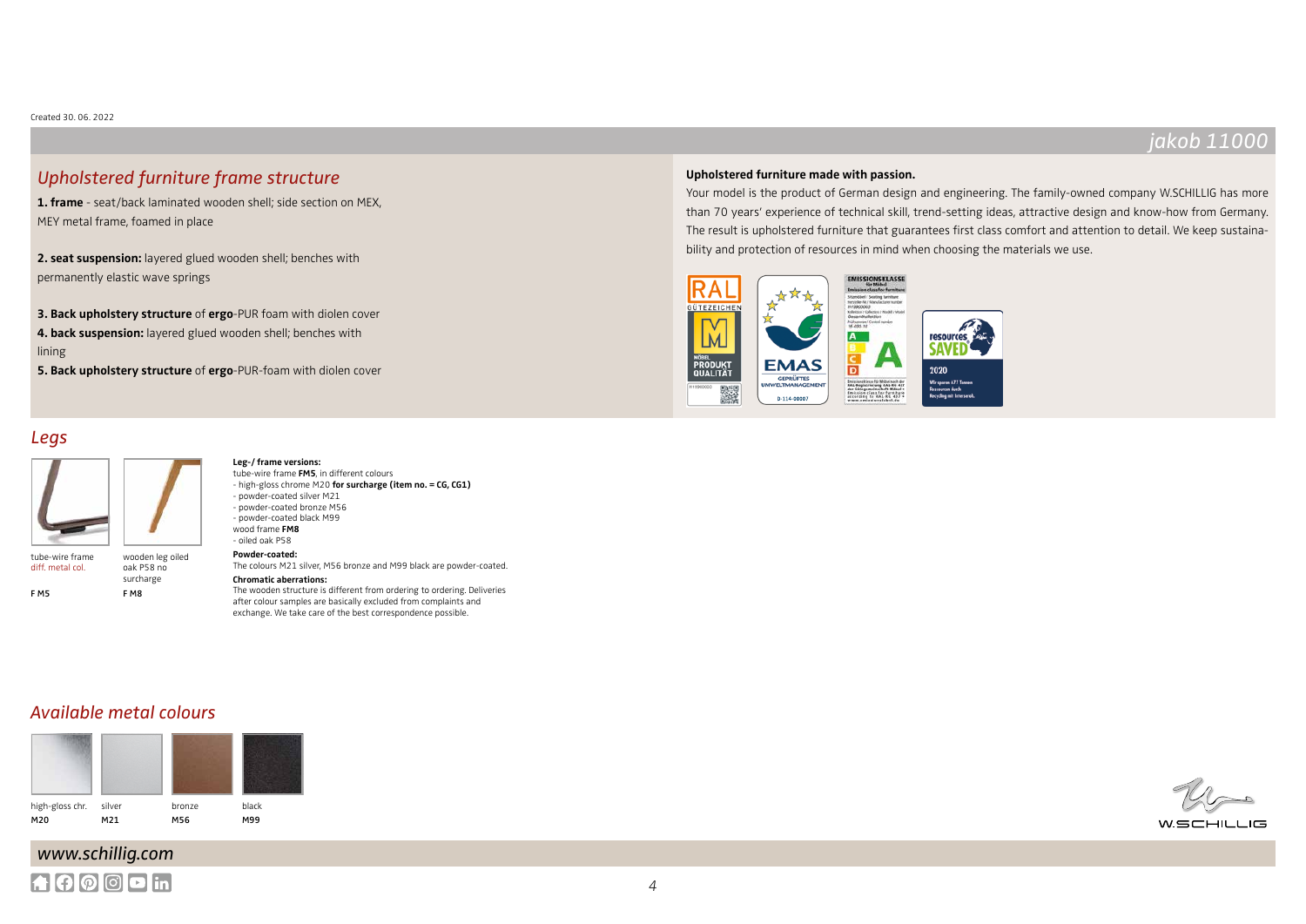Created 30. 06. 2022

# jakob 11000

## Upholstered furniture frame structure

**1. frame** - seat/back laminated wooden shell; side section on MEX, MEY metal frame, foamed in place

**2. seat suspension:** layered glued wooden shell; benches with permanently elastic wave springs

**3. Back upholstery structure** of **ergo**-PUR foam with diolen cover

**4. back suspension:** layered glued wooden shell; benches with lining

**5. Back upholstery structure** of **ergo**-PUR-foam with diolen cover

**Upholstered furniture made with passion.**

Your model is the product of German design and engineering. The family-owned company W.SCHILLIG has more than 70 years' experience of technical skill, trend-setting ideas, attractive design and know-how from Germany. The result is upholstered furniture that guarantees first class comfort and attention to detail. We keep sustainability and protection of resources in mind when choosing the materials we use.

## Legs

tube-wire frame diff. metal col.

F M5

wooden leg oiled oak P58 no surcharge

F M8

**Leg-/ frame versions:**
tube-wire frame **FM5**, in different colours
- high-gloss chrome M20 **for surcharge (item no. = CG, CG1)**
- powder-coated silver M21
- powder-coated bronze M56
- powder-coated black M99

wood frame **FM8**
- oiled oak P58

**Powder-coated:**
The colours M21 silver, M56 bronze and M99 black are powder-coated.

**Chromatic aberrations:**
The wooden structure is different from ordering to ordering. Deliveries after colour samples are basically excluded from complaints and exchange. We take care of the best correspondence possible.

## Available metal colours

| high-gloss chr. | silver | bronze | black |
|---|---|---|---|
| M20 | M21 | M56 | M99 |

www.schillig.com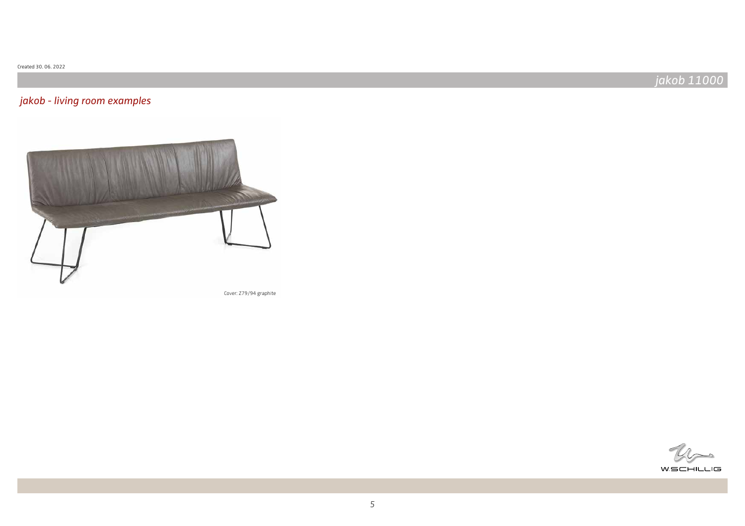Created 30. 06. 2022

# jakob 11000

## *jakob - living room examples*

Cover: Z79/94 graphite